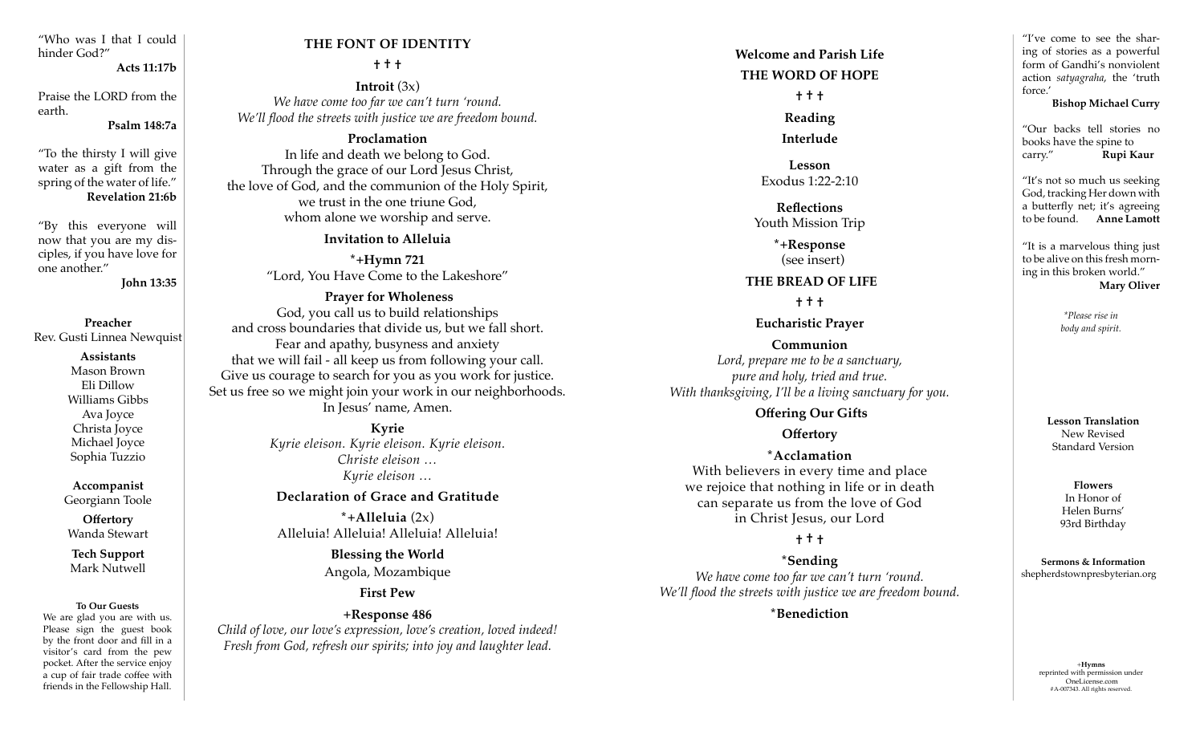"Who was I that I could hinder God?"
**Acts 11:17b**

Praise the LORD from the earth.
**Psalm 148:7a**

"To the thirsty I will give water as a gift from the spring of the water of life."
**Revelation 21:6b**

"By this everyone will now that you are my disciples, if you have love for one another."
**John 13:35**

**Preacher**
Rev. Gusti Linnea Newquist

**Assistants**
Mason Brown
Eli Dillow
Williams Gibbs
Ava Joyce
Christa Joyce
Michael Joyce
Sophia Tuzzio

**Accompanist**
Georgiann Toole

**Offertory**
Wanda Stewart

**Tech Support**
Mark Nutwell

**To Our Guests**
We are glad you are with us. Please sign the guest book by the front door and fill in a visitor's card from the pew pocket. After the service enjoy a cup of fair trade coffee with friends in the Fellowship Hall.

## THE FONT OF IDENTITY

† † †

**Introit** (3x)
*We have come too far we can't turn 'round.*
*We'll flood the streets with justice we are freedom bound.*

**Proclamation**
In life and death we belong to God.
Through the grace of our Lord Jesus Christ,
the love of God, and the communion of the Holy Spirit,
we trust in the one triune God,
whom alone we worship and serve.

**Invitation to Alleluia**

**\*+Hymn 721**
"Lord, You Have Come to the Lakeshore"

**Prayer for Wholeness**
God, you call us to build relationships
and cross boundaries that divide us, but we fall short.
Fear and apathy, busyness and anxiety
that we will fail - all keep us from following your call.
Give us courage to search for you as you work for justice.
Set us free so we might join your work in our neighborhoods.
In Jesus' name, Amen.

**Kyrie**
*Kyrie eleison. Kyrie eleison. Kyrie eleison.*
*Christe eleison …*
*Kyrie eleison …*

**Declaration of Grace and Gratitude**

**\*+Alleluia** (2x)
Alleluia! Alleluia! Alleluia! Alleluia!

**Blessing the World**
Angola, Mozambique

**First Pew**

**+Response 486**
*Child of love, our love's expression, love's creation, loved indeed!*
*Fresh from God, refresh our spirits; into joy and laughter lead.*

**Welcome and Parish Life**

## THE WORD OF HOPE

† † †

**Reading**

**Interlude**

**Lesson**
Exodus 1:22-2:10

**Reflections**
Youth Mission Trip

**\*+Response**
(see insert)

## THE BREAD OF LIFE

† † †

**Eucharistic Prayer**

**Communion**
*Lord, prepare me to be a sanctuary,*
*pure and holy, tried and true.*
*With thanksgiving, I'll be a living sanctuary for you.*

**Offering Our Gifts**

**Offertory**

**\*Acclamation**
With believers in every time and place
we rejoice that nothing in life or in death
can separate us from the love of God
in Christ Jesus, our Lord

† † †

**\*Sending**
*We have come too far we can't turn 'round.*
*We'll flood the streets with justice we are freedom bound.*

**\*Benediction**

"I've come to see the sharing of stories as a powerful form of Gandhi's nonviolent action *satyagraha*, the 'truth force.'
**Bishop Michael Curry**

"Our backs tell stories no books have the spine to carry." **Rupi Kaur**

"It's not so much us seeking God, tracking Her down with a butterfly net; it's agreeing to be found. **Anne Lamott**

"It is a marvelous thing just to be alive on this fresh morning in this broken world."
**Mary Oliver**

*\*Please rise in body and spirit.*

**Lesson Translation**
New Revised Standard Version

**Flowers**
In Honor of Helen Burns' 93rd Birthday

**Sermons & Information**
shepherdstownpresbyterian.org

+**Hymns** reprinted with permission under OneLicense.com #A-007343. All rights reserved.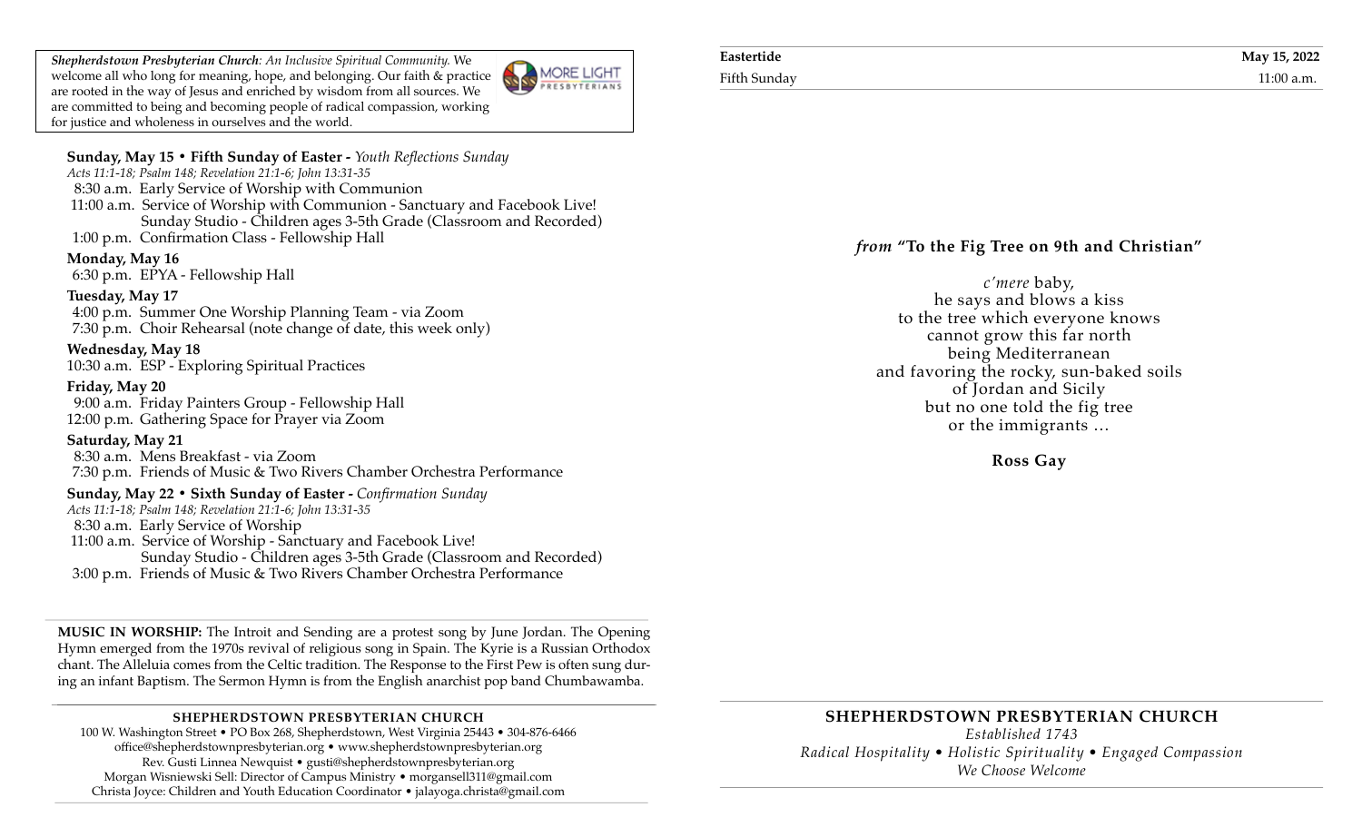*Shepherdstown Presbyterian Church: An Inclusive Spiritual Community.* We welcome all who long for meaning, hope, and belonging. Our faith & practice are rooted in the way of Jesus and enriched by wisdom from all sources. We are committed to being and becoming people of radical compassion, working for justice and wholeness in ourselves and the world.

MORE LIGHT PRESBYTERIANS

**Sunday, May 15 • Fifth Sunday of Easter -** *Youth Reflections Sunday*
*Acts 11:1-18; Psalm 148; Revelation 21:1-6; John 13:31-35*
8:30 a.m. Early Service of Worship with Communion
11:00 a.m. Service of Worship with Communion - Sanctuary and Facebook Live!
Sunday Studio - Children ages 3-5th Grade (Classroom and Recorded)
1:00 p.m. Confirmation Class - Fellowship Hall

**Monday, May 16**
6:30 p.m. EPYA - Fellowship Hall

**Tuesday, May 17**
4:00 p.m. Summer One Worship Planning Team - via Zoom
7:30 p.m. Choir Rehearsal (note change of date, this week only)

**Wednesday, May 18**
10:30 a.m. ESP - Exploring Spiritual Practices

**Friday, May 20**
9:00 a.m. Friday Painters Group - Fellowship Hall
12:00 p.m. Gathering Space for Prayer via Zoom

**Saturday, May 21**
8:30 a.m. Mens Breakfast - via Zoom
7:30 p.m. Friends of Music & Two Rivers Chamber Orchestra Performance

**Sunday, May 22 • Sixth Sunday of Easter -** *Confirmation Sunday*
*Acts 11:1-18; Psalm 148; Revelation 21:1-6; John 13:31-35*
8:30 a.m. Early Service of Worship
11:00 a.m. Service of Worship - Sanctuary and Facebook Live!
Sunday Studio - Children ages 3-5th Grade (Classroom and Recorded)
3:00 p.m. Friends of Music & Two Rivers Chamber Orchestra Performance

**MUSIC IN WORSHIP:** The Introit and Sending are a protest song by June Jordan. The Opening Hymn emerged from the 1970s revival of religious song in Spain. The Kyrie is a Russian Orthodox chant. The Alleluia comes from the Celtic tradition. The Response to the First Pew is often sung during an infant Baptism. The Sermon Hymn is from the English anarchist pop band Chumbawamba.

**SHEPHERDSTOWN PRESBYTERIAN CHURCH**
100 W. Washington Street • PO Box 268, Shepherdstown, West Virginia 25443 • 304-876-6466
office@shepherdstownpresbyterian.org • www.shepherdstownpresbyterian.org
Rev. Gusti Linnea Newquist • gusti@shepherdstownpresbyterian.org
Morgan Wisniewski Sell: Director of Campus Ministry • morgansell311@gmail.com
Christa Joyce: Children and Youth Education Coordinator • jalayoga.christa@gmail.com

**Eastertide** **May 15, 2022**
Fifth Sunday 11:00 a.m.

### *from* "To the Fig Tree on 9th and Christian"

*c'mere* baby,
he says and blows a kiss
to the tree which everyone knows
cannot grow this far north
being Mediterranean
and favoring the rocky, sun-baked soils
of Jordan and Sicily
but no one told the fig tree
or the immigrants …

**Ross Gay**

**SHEPHERDSTOWN PRESBYTERIAN CHURCH**
*Established 1743*
*Radical Hospitality • Holistic Spirituality • Engaged Compassion*
*We Choose Welcome*